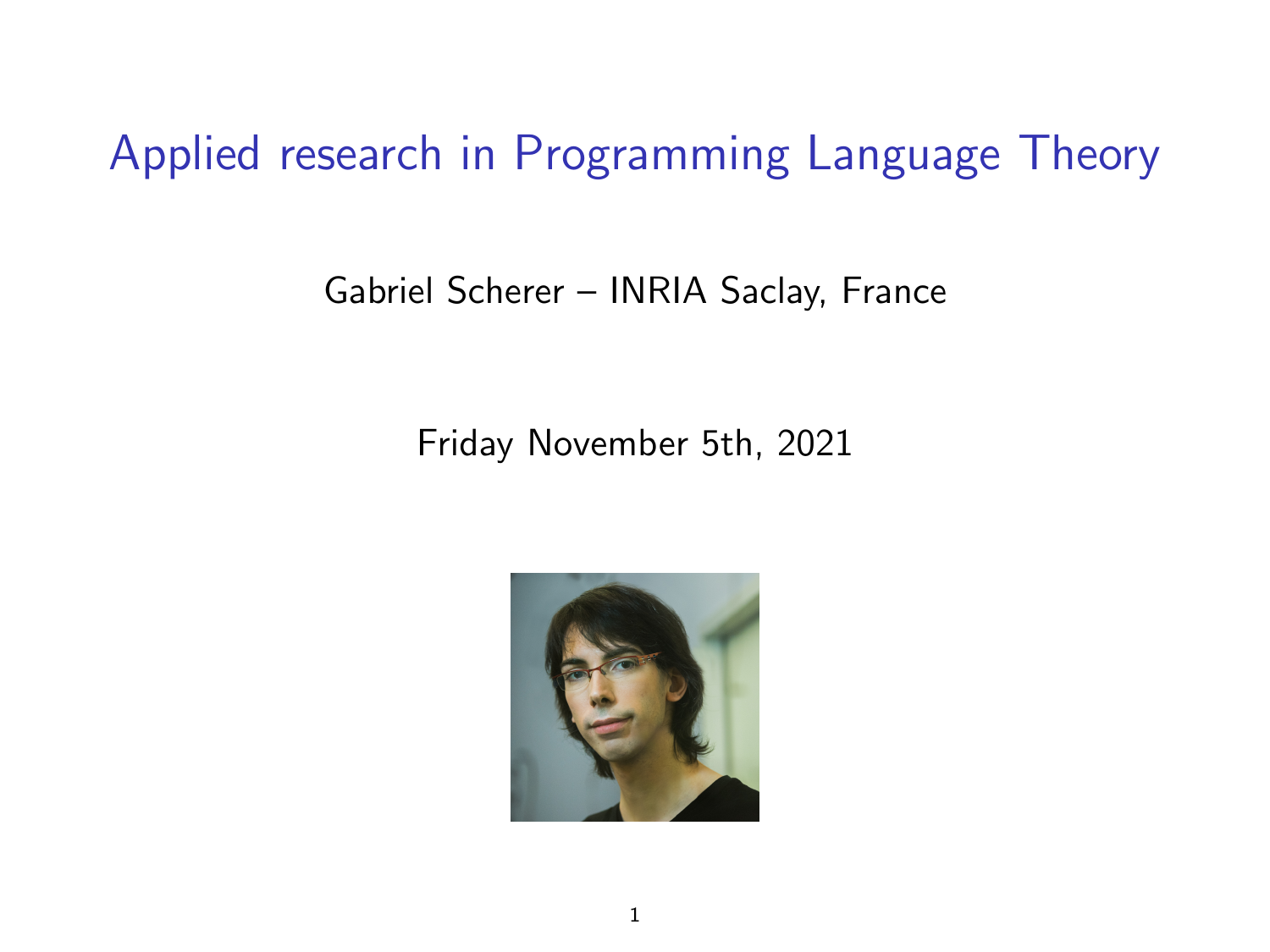# Applied research in Programming Language Theory

Gabriel Scherer – INRIA Saclay, France

Friday November 5th, 2021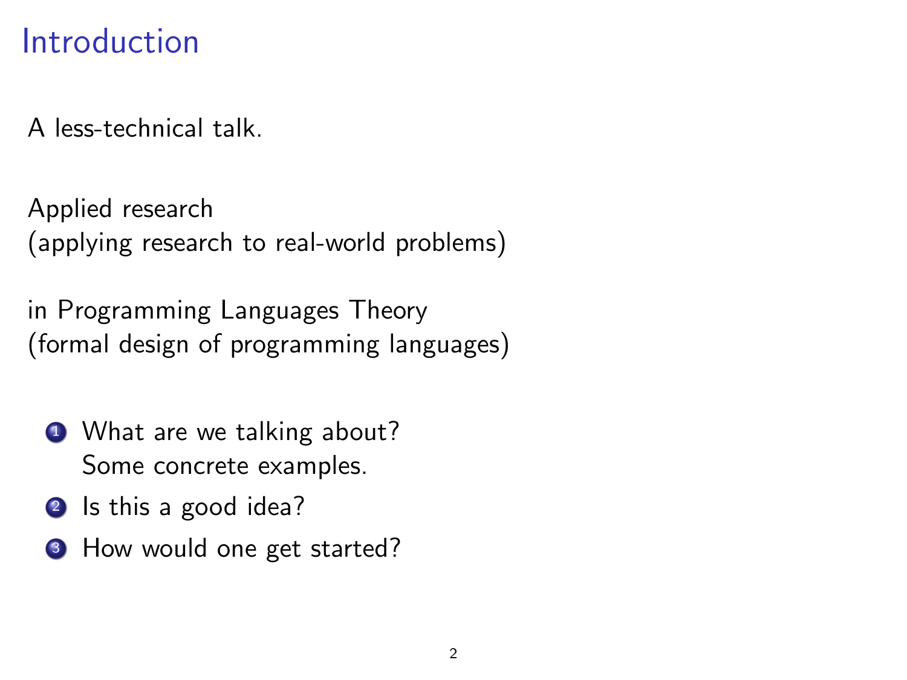# Introduction

A less-technical talk.

Applied research
(applying research to real-world problems)

in Programming Languages Theory
(formal design of programming languages)

1. What are we talking about?
   Some concrete examples.
2. Is this a good idea?
3. How would one get started?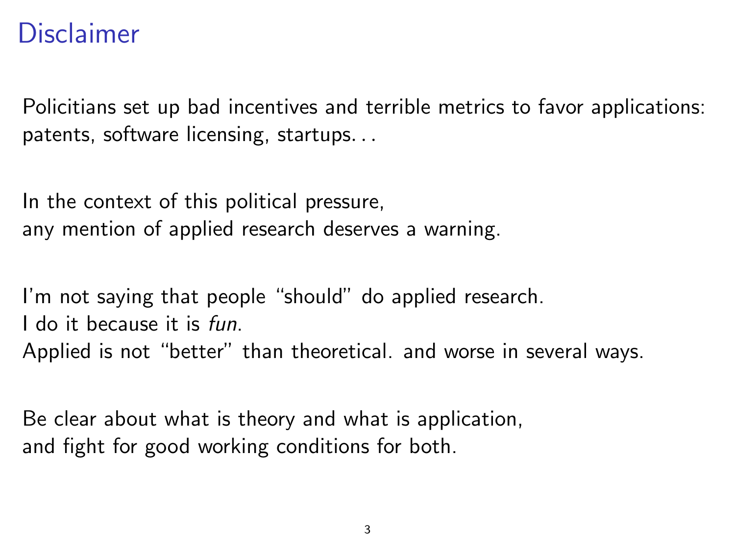# Disclaimer

Policitians set up bad incentives and terrible metrics to favor applications: patents, software licensing, startups. . .

In the context of this political pressure,
any mention of applied research deserves a warning.

I'm not saying that people "should" do applied research.
I do it because it is *fun*.
Applied is not "better" than theoretical. and worse in several ways.

Be clear about what is theory and what is application,
and fight for good working conditions for both.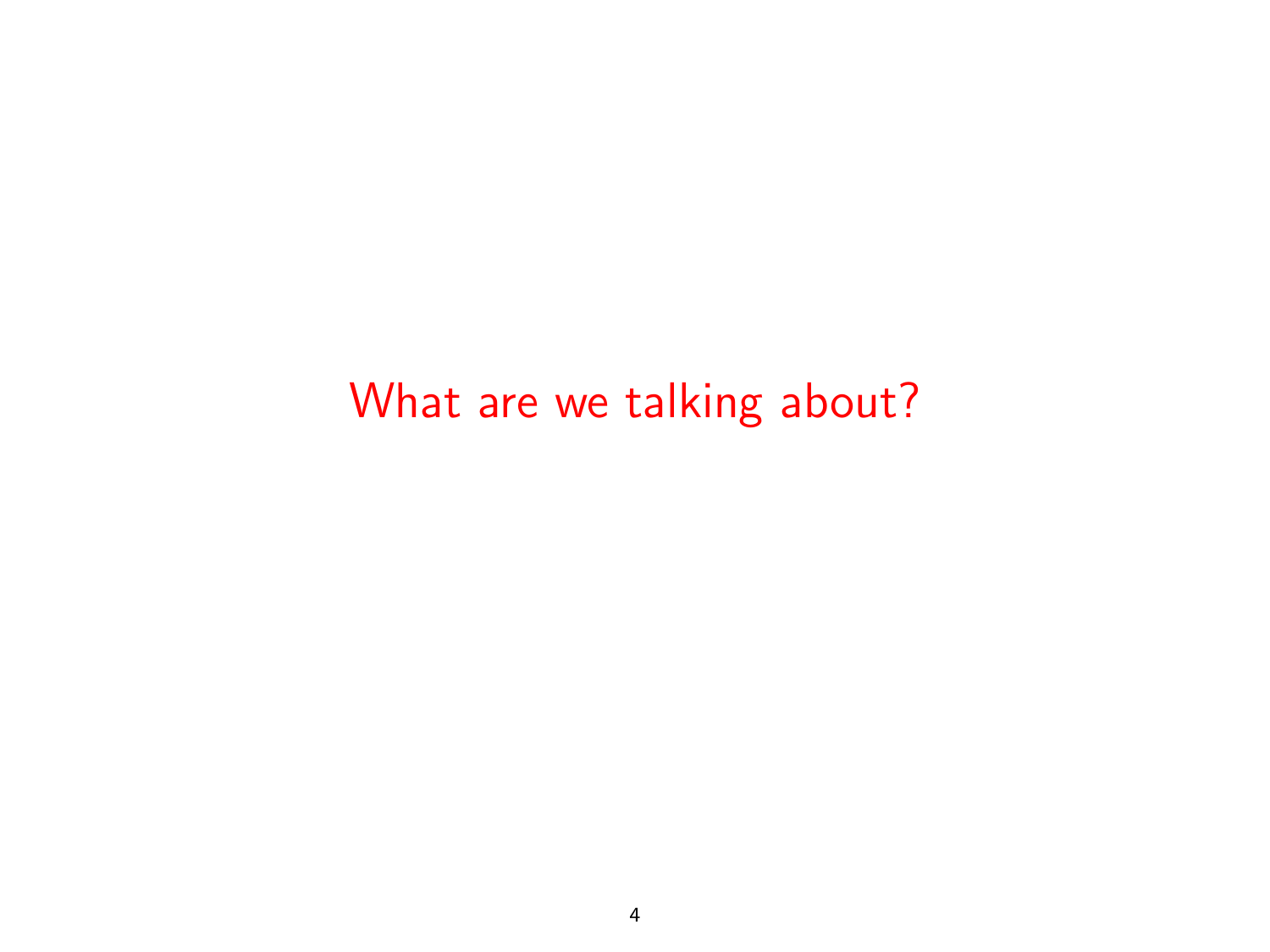# What are we talking about?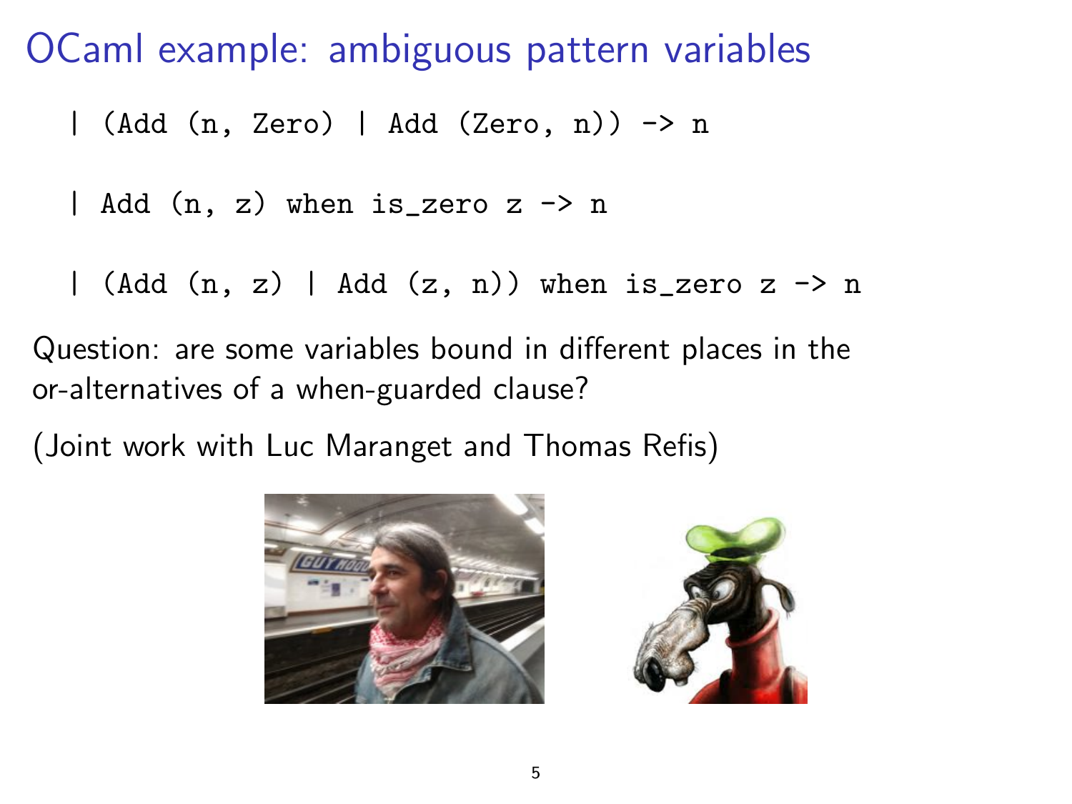# OCaml example: ambiguous pattern variables

```
| (Add (n, Zero) | Add (Zero, n)) -> n
```

```
| Add (n, z) when is_zero z -> n
```

```
| (Add (n, z) | Add (z, n)) when is_zero z -> n
```

Question: are some variables bound in different places in the or-alternatives of a when-guarded clause?

(Joint work with Luc Maranget and Thomas Refis)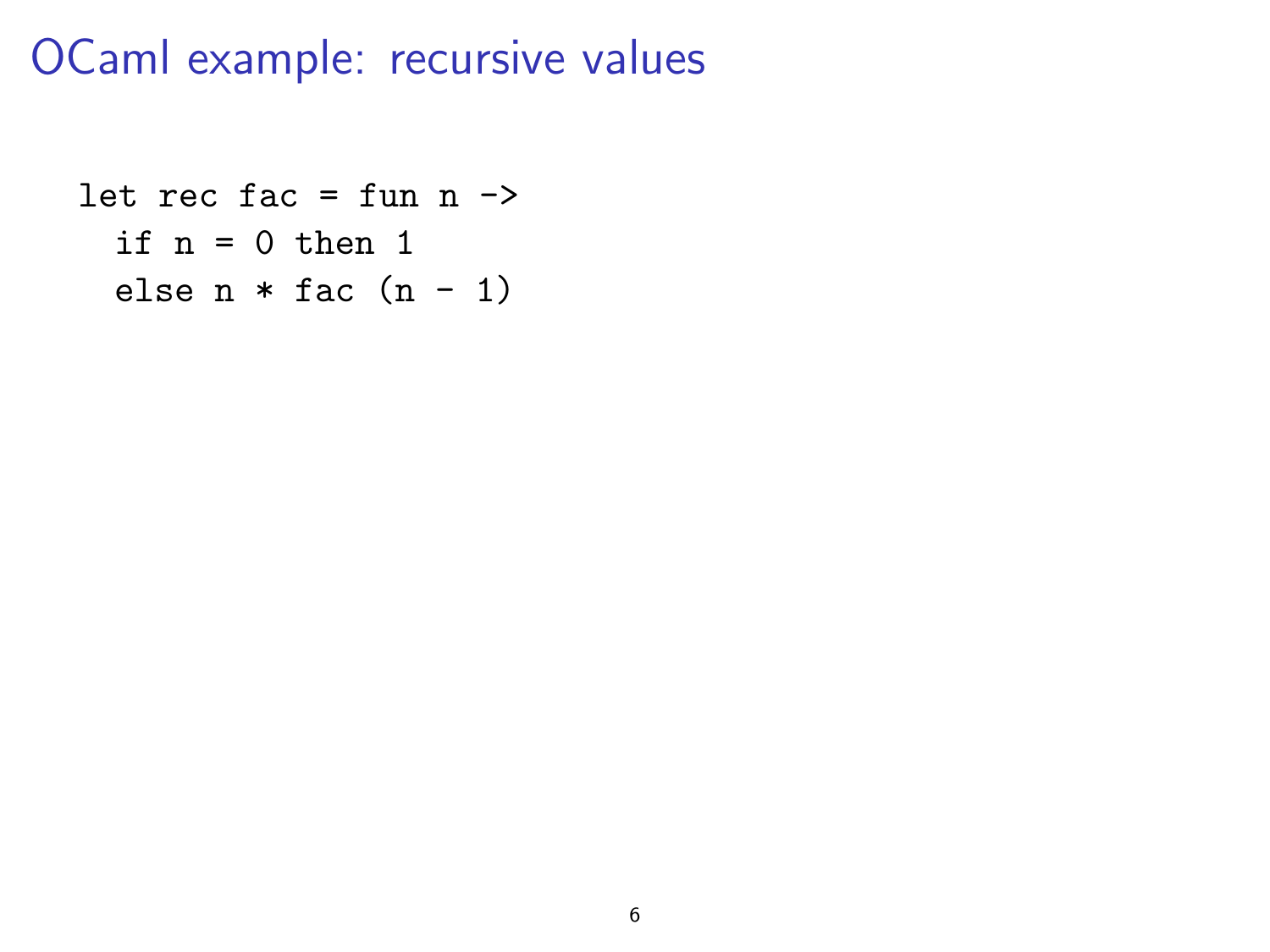# OCaml example: recursive values

```
let rec fac = fun n ->
  if n = 0 then 1
  else n * fac (n - 1)
```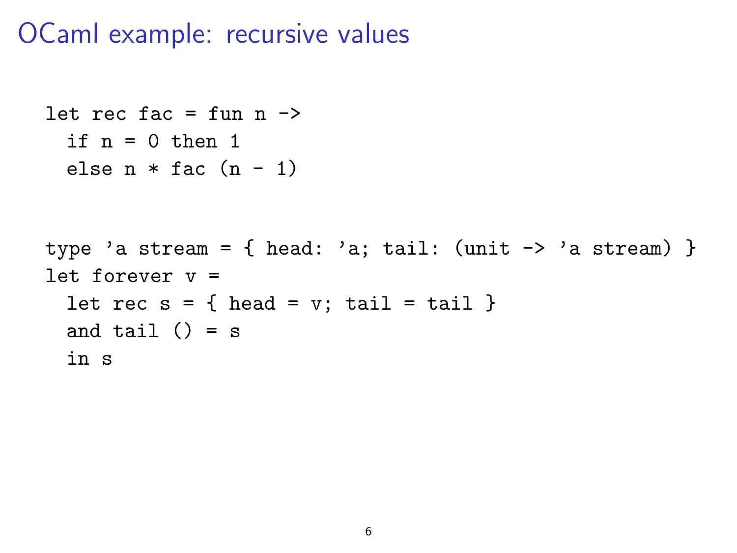# OCaml example: recursive values

```
let rec fac = fun n ->
  if n = 0 then 1
  else n * fac (n - 1)
```

```
type 'a stream = { head: 'a; tail: (unit -> 'a stream) }
let forever v =
  let rec s = { head = v; tail = tail }
  and tail () = s
  in s
```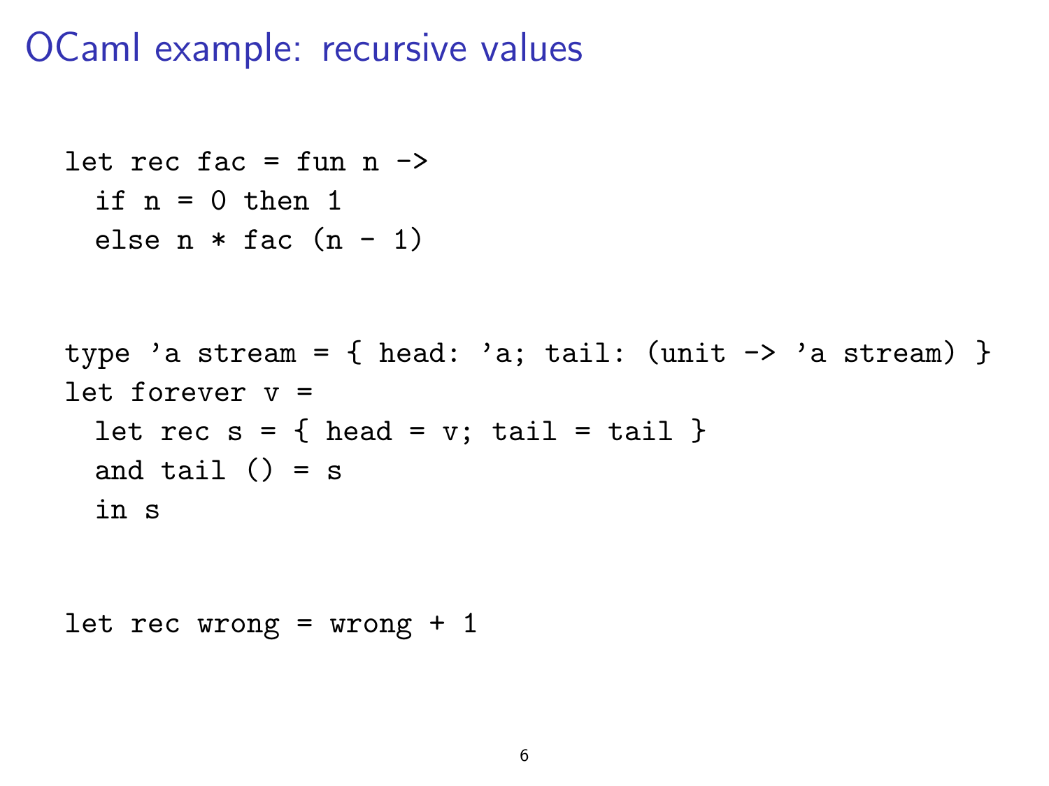# OCaml example: recursive values

```
let rec fac = fun n ->
  if n = 0 then 1
  else n * fac (n - 1)
```

```
type 'a stream = { head: 'a; tail: (unit -> 'a stream) }
let forever v =
  let rec s = { head = v; tail = tail }
  and tail () = s
  in s
```

```
let rec wrong = wrong + 1
```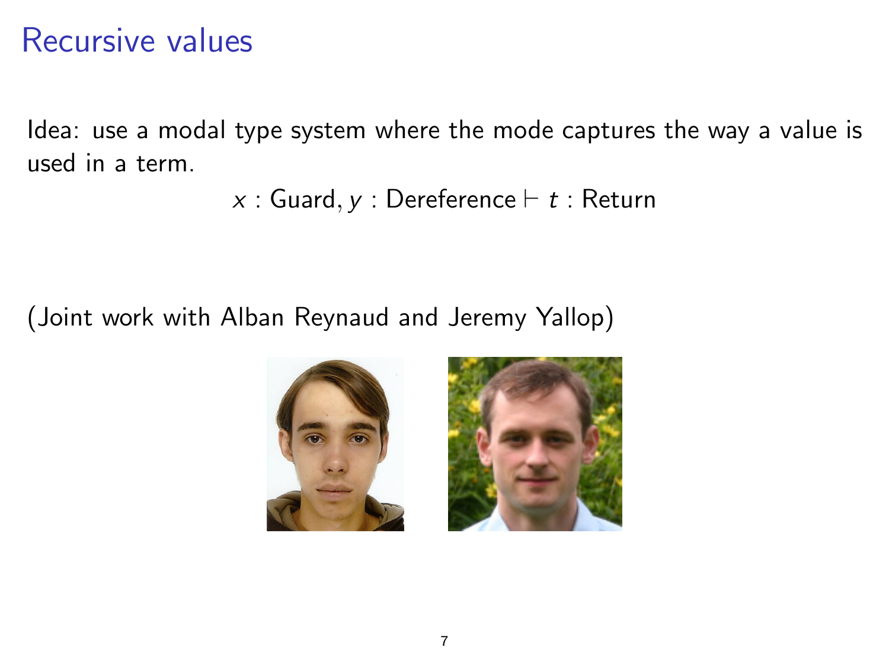# Recursive values

Idea: use a modal type system where the mode captures the way a value is used in a term.

$$x : \text{Guard}, y : \text{Dereference} \vdash t : \text{Return}$$

(Joint work with Alban Reynaud and Jeremy Yallop)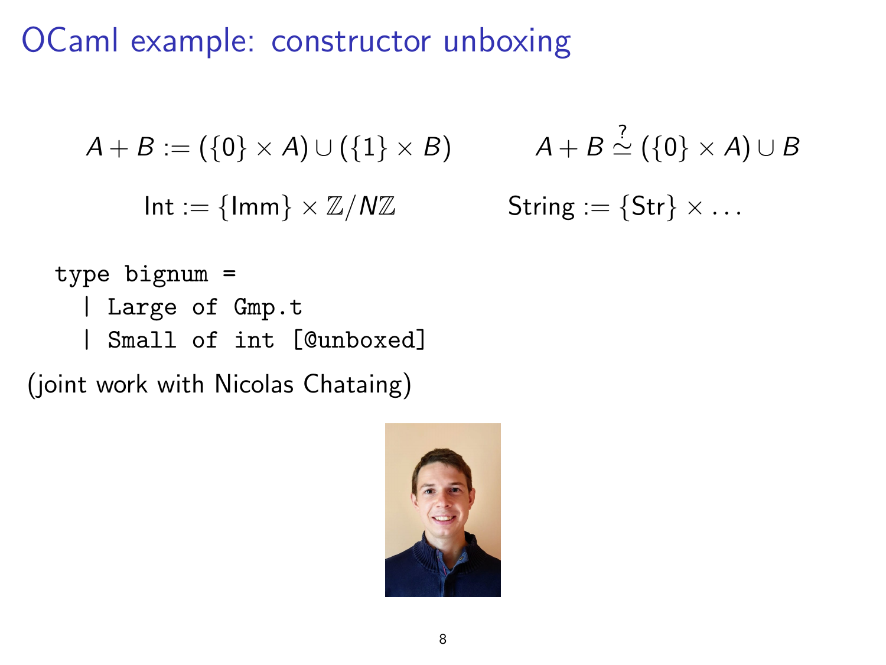# OCaml example: constructor unboxing

$$A + B := (\{0\} \times A) \cup (\{1\} \times B) \qquad A + B \overset{?}{\simeq} (\{0\} \times A) \cup B$$

$$\mathsf{Int} := \{\mathsf{Imm}\} \times \mathbb{Z}/N\mathbb{Z} \qquad \mathsf{String} := \{\mathsf{Str}\} \times \ldots$$

```
type bignum =
  | Large of Gmp.t
  | Small of int [@unboxed]
```

(joint work with Nicolas Chataing)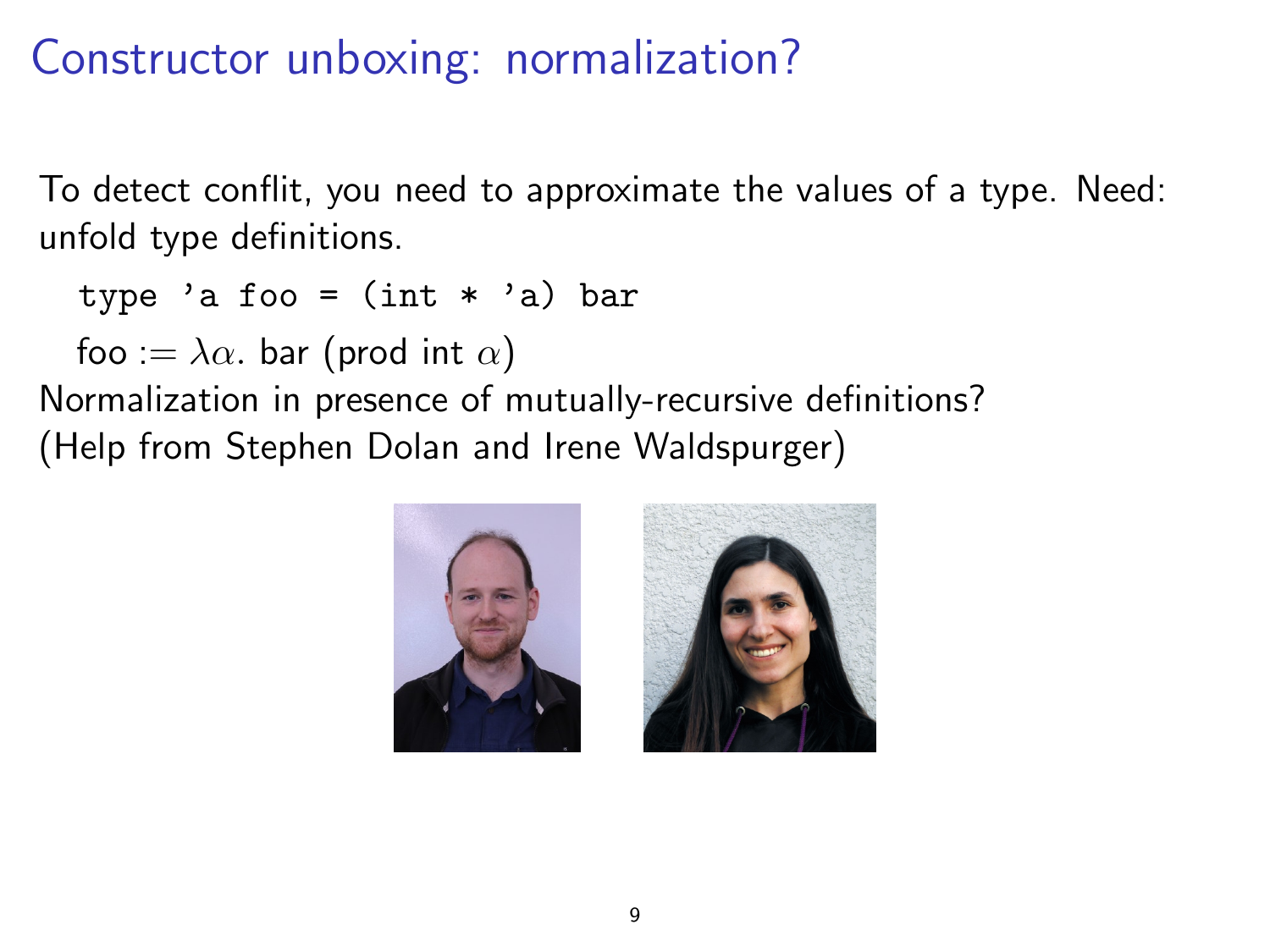# Constructor unboxing: normalization?

To detect conflit, you need to approximate the values of a type. Need: unfold type definitions.

```
type 'a foo = (int * 'a) bar
```

foo := $\lambda\alpha$. bar (prod int $\alpha$)

Normalization in presence of mutually-recursive definitions?
(Help from Stephen Dolan and Irene Waldspurger)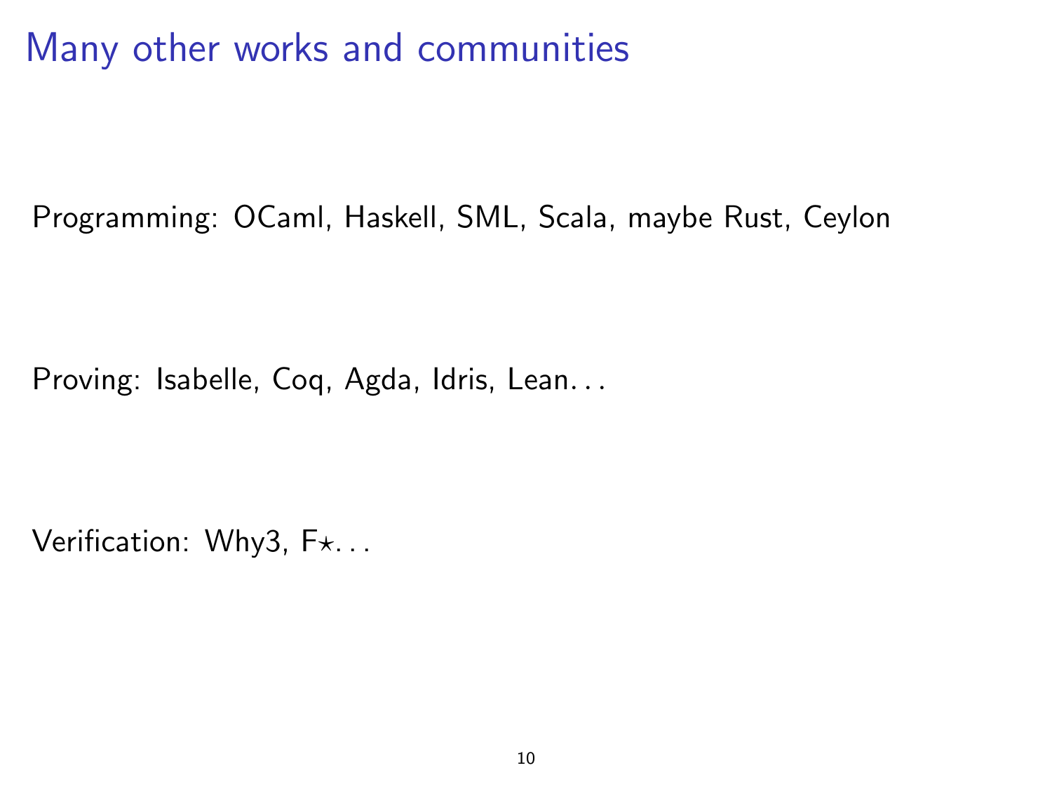# Many other works and communities

Programming: OCaml, Haskell, SML, Scala, maybe Rust, Ceylon

Proving: Isabelle, Coq, Agda, Idris, Lean...

Verification: Why3, F$\star$...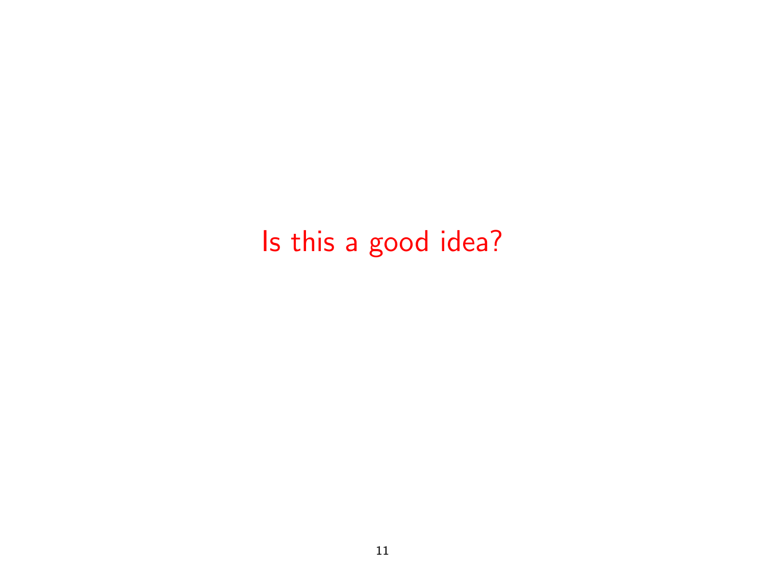Is this a good idea?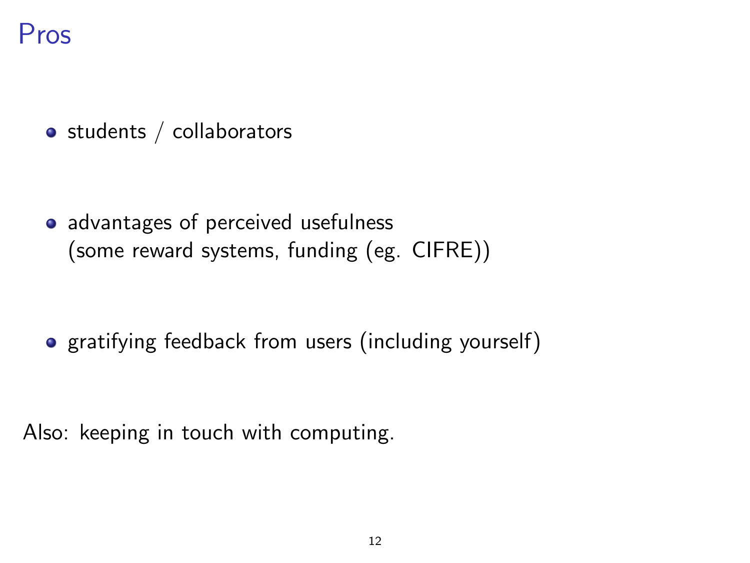# Pros

- students / collaborators
- advantages of perceived usefulness
  (some reward systems, funding (eg. CIFRE))
- gratifying feedback from users (including yourself)

Also: keeping in touch with computing.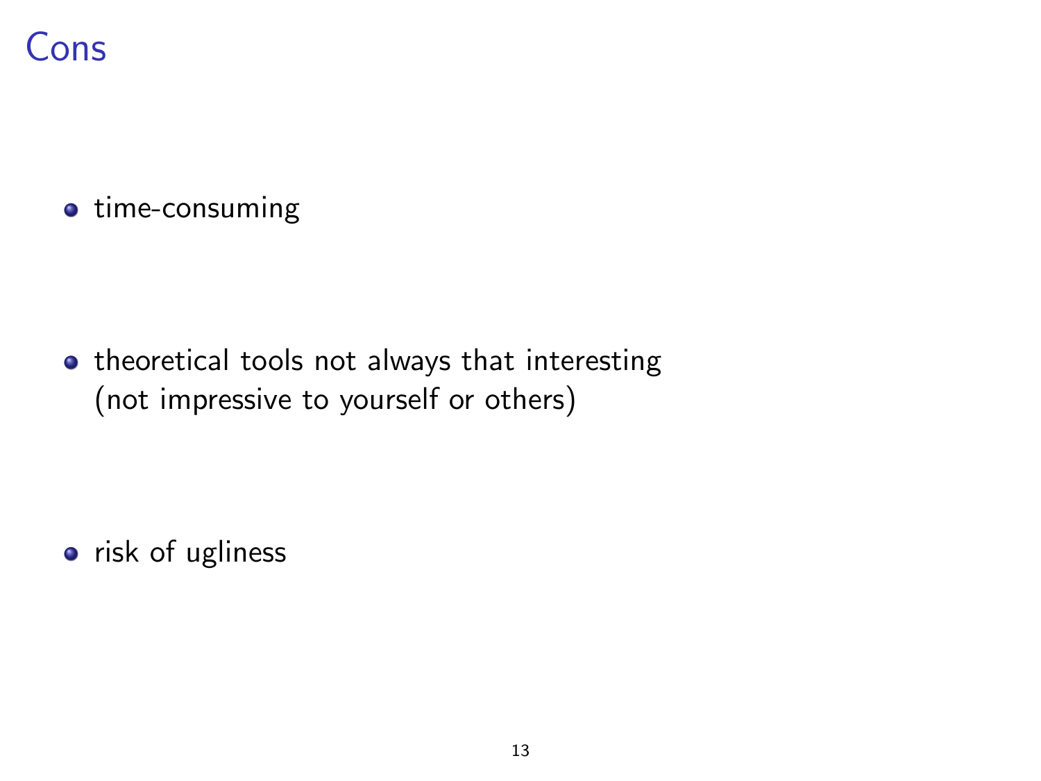# Cons

- time-consuming
- theoretical tools not always that interesting
  (not impressive to yourself or others)
- risk of ugliness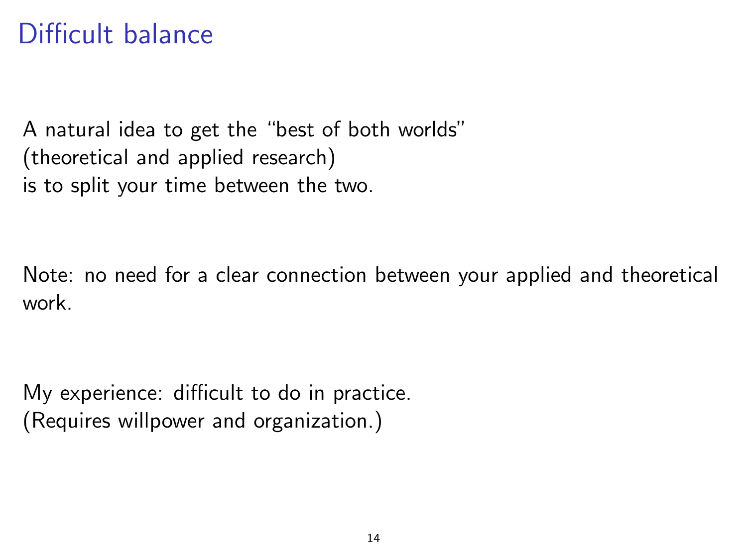# Difficult balance

A natural idea to get the "best of both worlds"
(theoretical and applied research)
is to split your time between the two.

Note: no need for a clear connection between your applied and theoretical work.

My experience: difficult to do in practice.
(Requires willpower and organization.)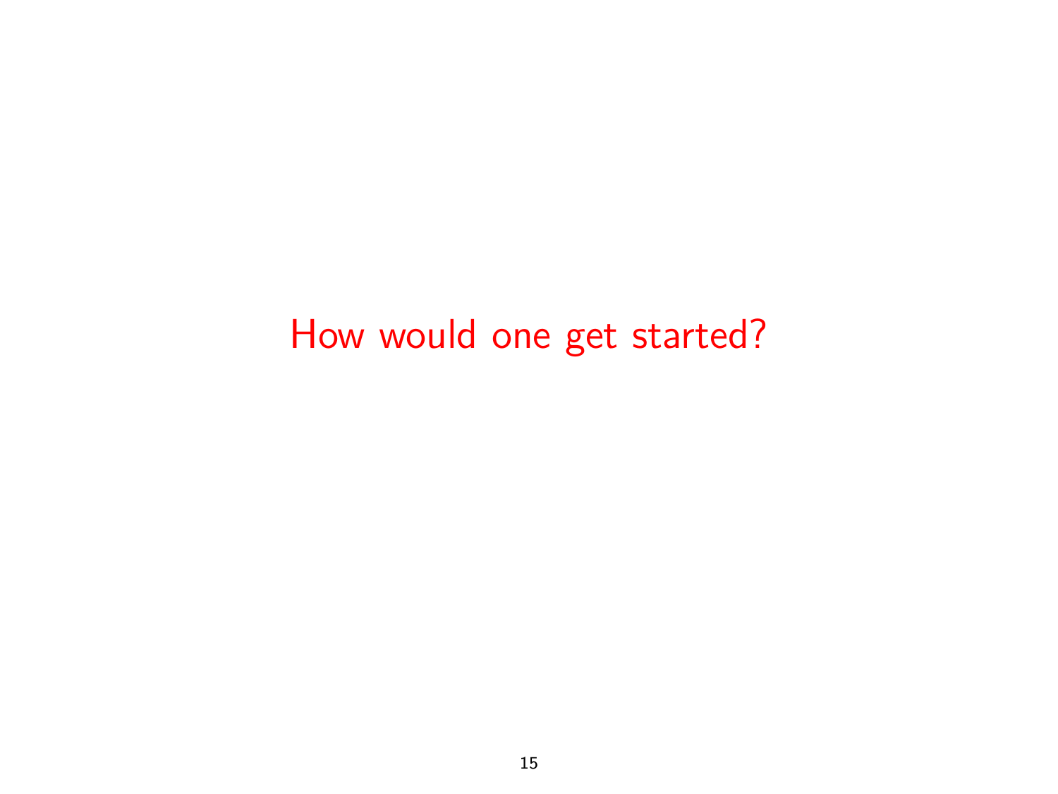How would one get started?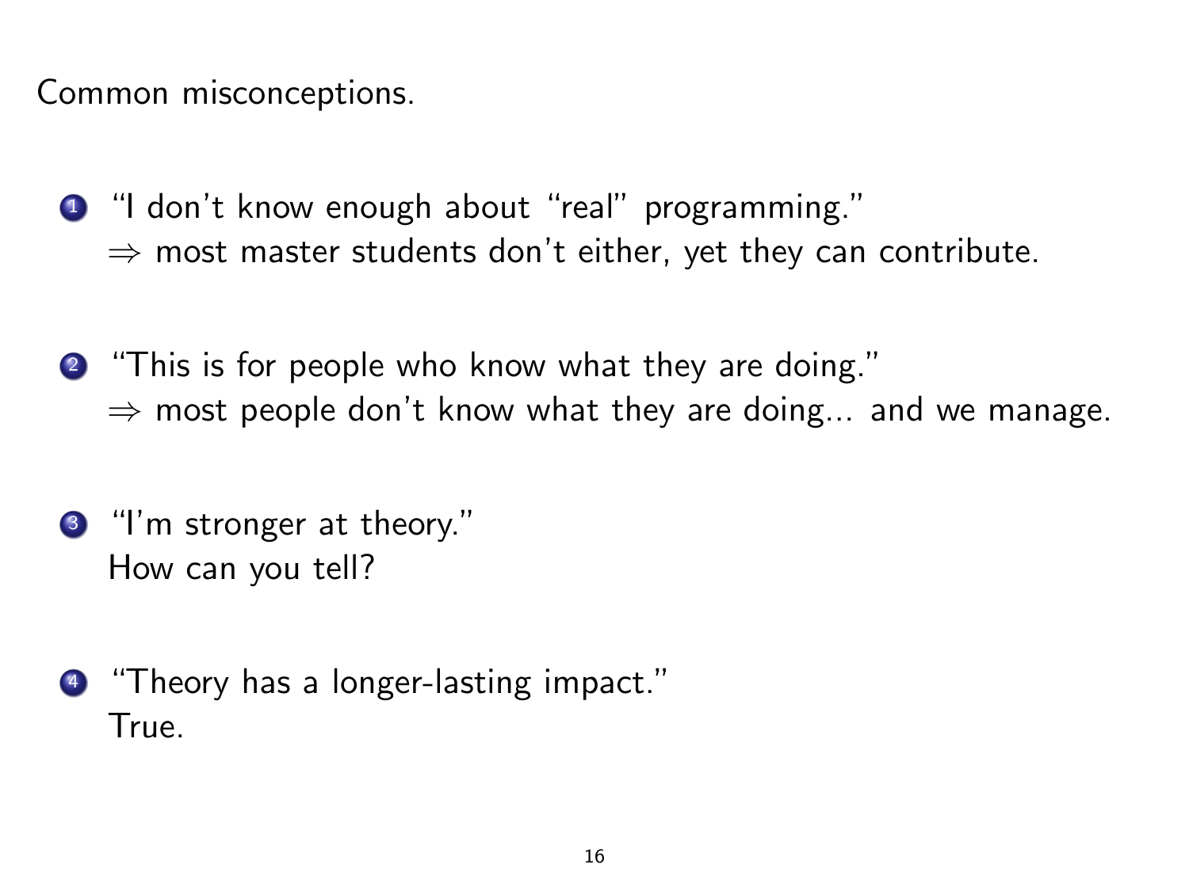Common misconceptions.

1. "I don't know enough about "real" programming."
   $\Rightarrow$ most master students don't either, yet they can contribute.

2. "This is for people who know what they are doing."
   $\Rightarrow$ most people don't know what they are doing... and we manage.

3. "I'm stronger at theory."
   How can you tell?

4. "Theory has a longer-lasting impact."
   True.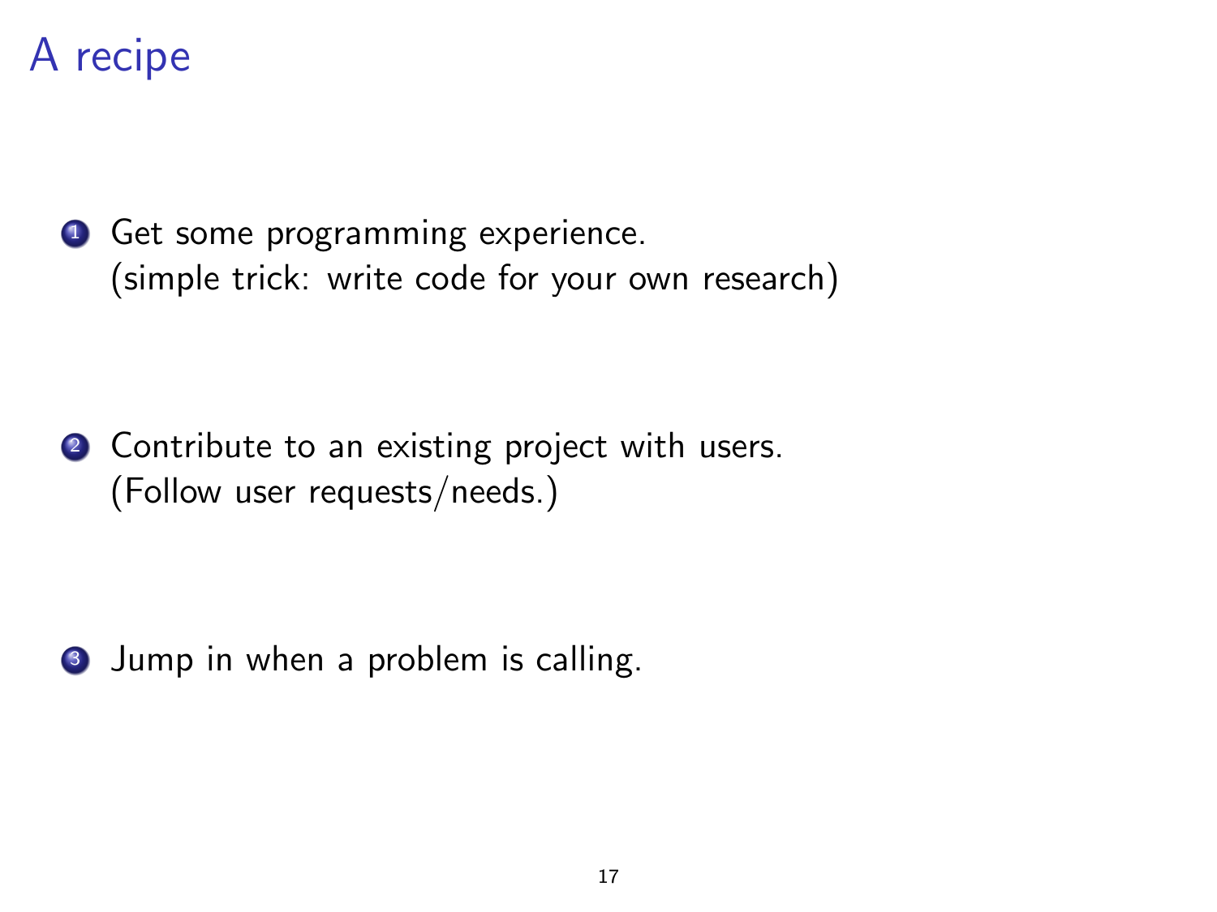# A recipe

1. Get some programming experience.
   (simple trick: write code for your own research)

2. Contribute to an existing project with users.
   (Follow user requests/needs.)

3. Jump in when a problem is calling.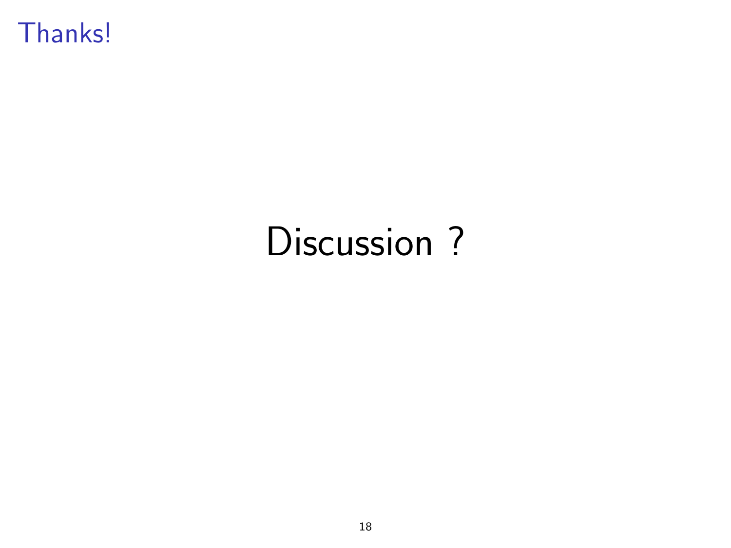# Thanks!

Discussion ?